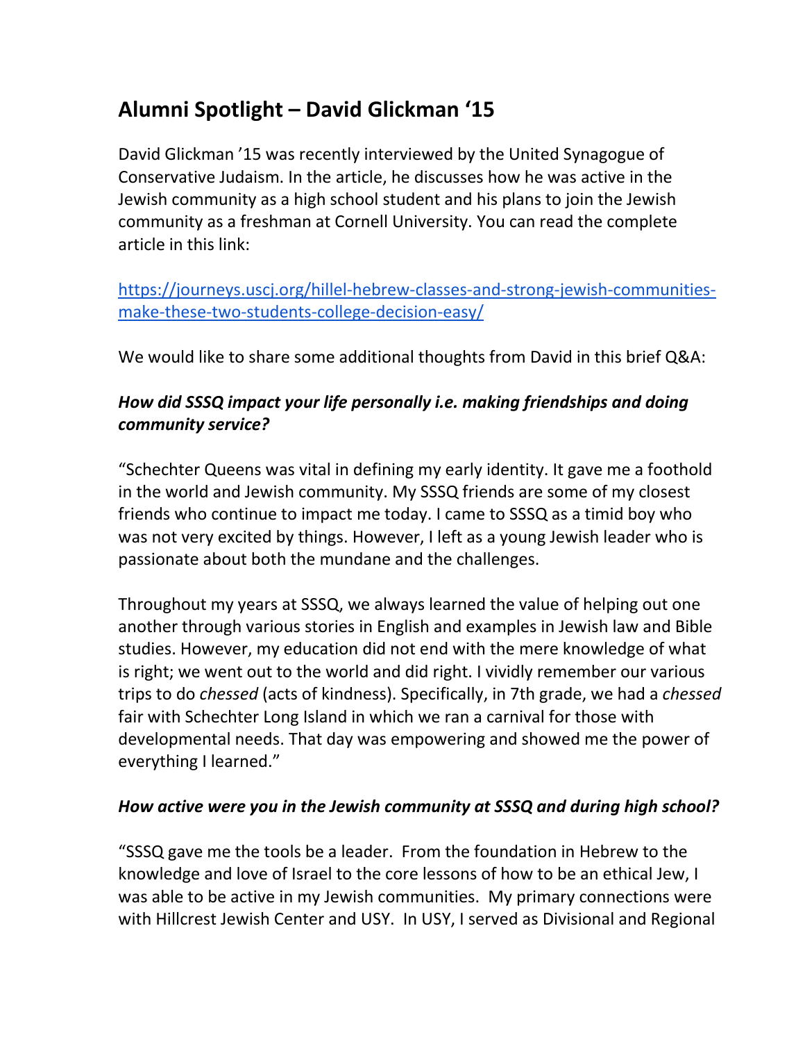## Alumni Spotlight – David Glickman '15

David Glickman '15 was recently interviewed by the United Synagogue of Conservative Judaism. In the article, he discusses how he was active in the Jewish community as a high school student and his plans to join the Jewish community as a freshman at Cornell University. You can read the complete article in this link:

[https://journeys.uscj.org/hillel-hebrew-classes-and-strong-jewish-communities-make-these-two-students-college-decision-easy/](https://journeys.uscj.org/hillel-hebrew-classes-and-strong-jewish-communities-make-these-two-students-college-decision-easy/)

We would like to share some additional thoughts from David in this brief Q&A:

### *How did SSSQ impact your life personally i.e. making friendships and doing community service?*

"Schechter Queens was vital in defining my early identity. It gave me a foothold in the world and Jewish community. My SSSQ friends are some of my closest friends who continue to impact me today. I came to SSSQ as a timid boy who was not very excited by things. However, I left as a young Jewish leader who is passionate about both the mundane and the challenges.

Throughout my years at SSSQ, we always learned the value of helping out one another through various stories in English and examples in Jewish law and Bible studies. However, my education did not end with the mere knowledge of what is right; we went out to the world and did right. I vividly remember our various trips to do *chessed* (acts of kindness). Specifically, in 7th grade, we had a *chessed* fair with Schechter Long Island in which we ran a carnival for those with developmental needs. That day was empowering and showed me the power of everything I learned."

### *How active were you in the Jewish community at SSSQ and during high school?*

"SSSQ gave me the tools be a leader. From the foundation in Hebrew to the knowledge and love of Israel to the core lessons of how to be an ethical Jew, I was able to be active in my Jewish communities. My primary connections were with Hillcrest Jewish Center and USY. In USY, I served as Divisional and Regional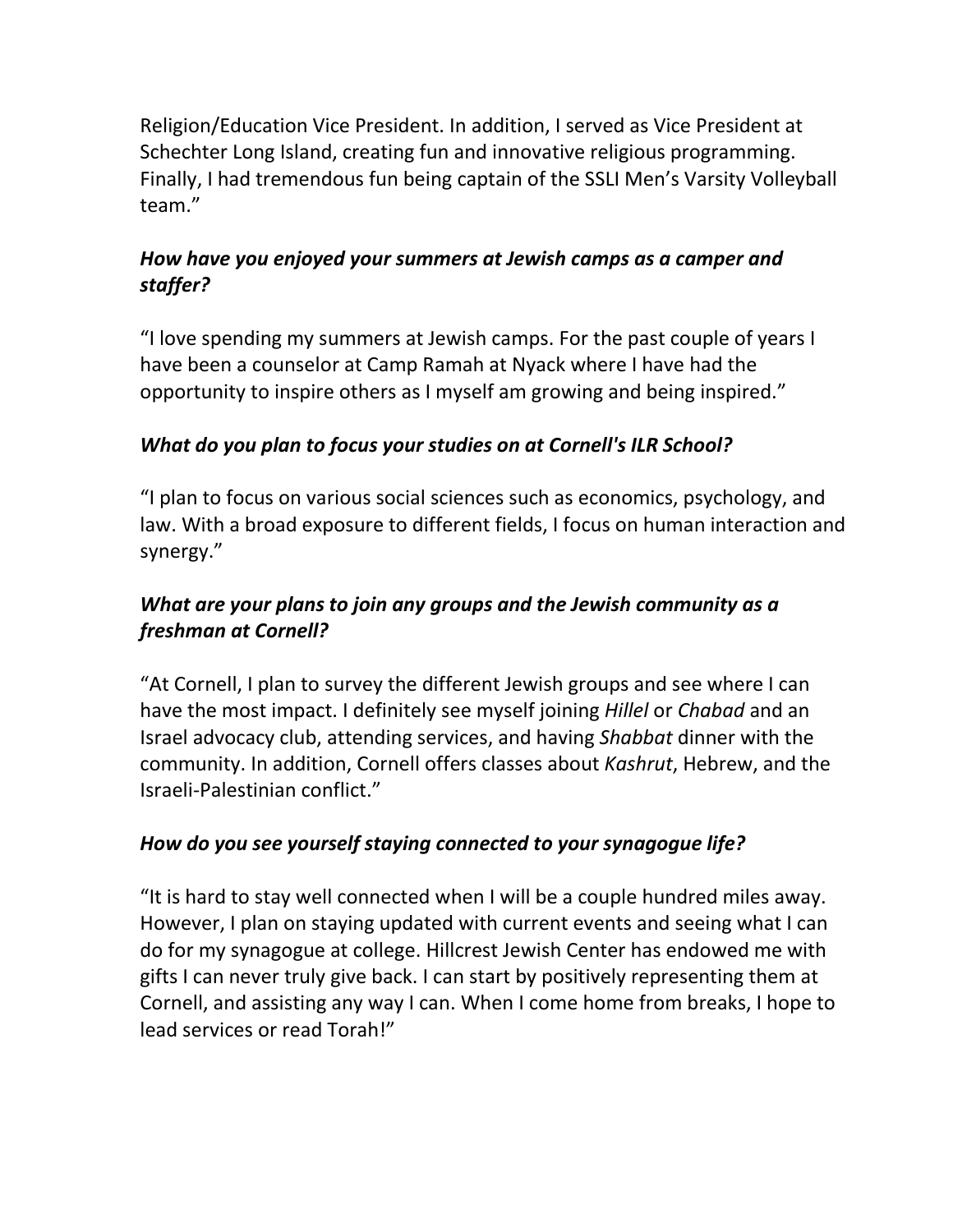Religion/Education Vice President. In addition, I served as Vice President at Schechter Long Island, creating fun and innovative religious programming. Finally, I had tremendous fun being captain of the SSLI Men's Varsity Volleyball team."

***How have you enjoyed your summers at Jewish camps as a camper and staffer?***

"I love spending my summers at Jewish camps. For the past couple of years I have been a counselor at Camp Ramah at Nyack where I have had the opportunity to inspire others as I myself am growing and being inspired."

***What do you plan to focus your studies on at Cornell's ILR School?***

"I plan to focus on various social sciences such as economics, psychology, and law. With a broad exposure to different fields, I focus on human interaction and synergy."

***What are your plans to join any groups and the Jewish community as a freshman at Cornell?***

"At Cornell, I plan to survey the different Jewish groups and see where I can have the most impact. I definitely see myself joining *Hillel* or *Chabad* and an Israel advocacy club, attending services, and having *Shabbat* dinner with the community. In addition, Cornell offers classes about *Kashrut*, Hebrew, and the Israeli-Palestinian conflict."

***How do you see yourself staying connected to your synagogue life?***

"It is hard to stay well connected when I will be a couple hundred miles away. However, I plan on staying updated with current events and seeing what I can do for my synagogue at college. Hillcrest Jewish Center has endowed me with gifts I can never truly give back. I can start by positively representing them at Cornell, and assisting any way I can. When I come home from breaks, I hope to lead services or read Torah!"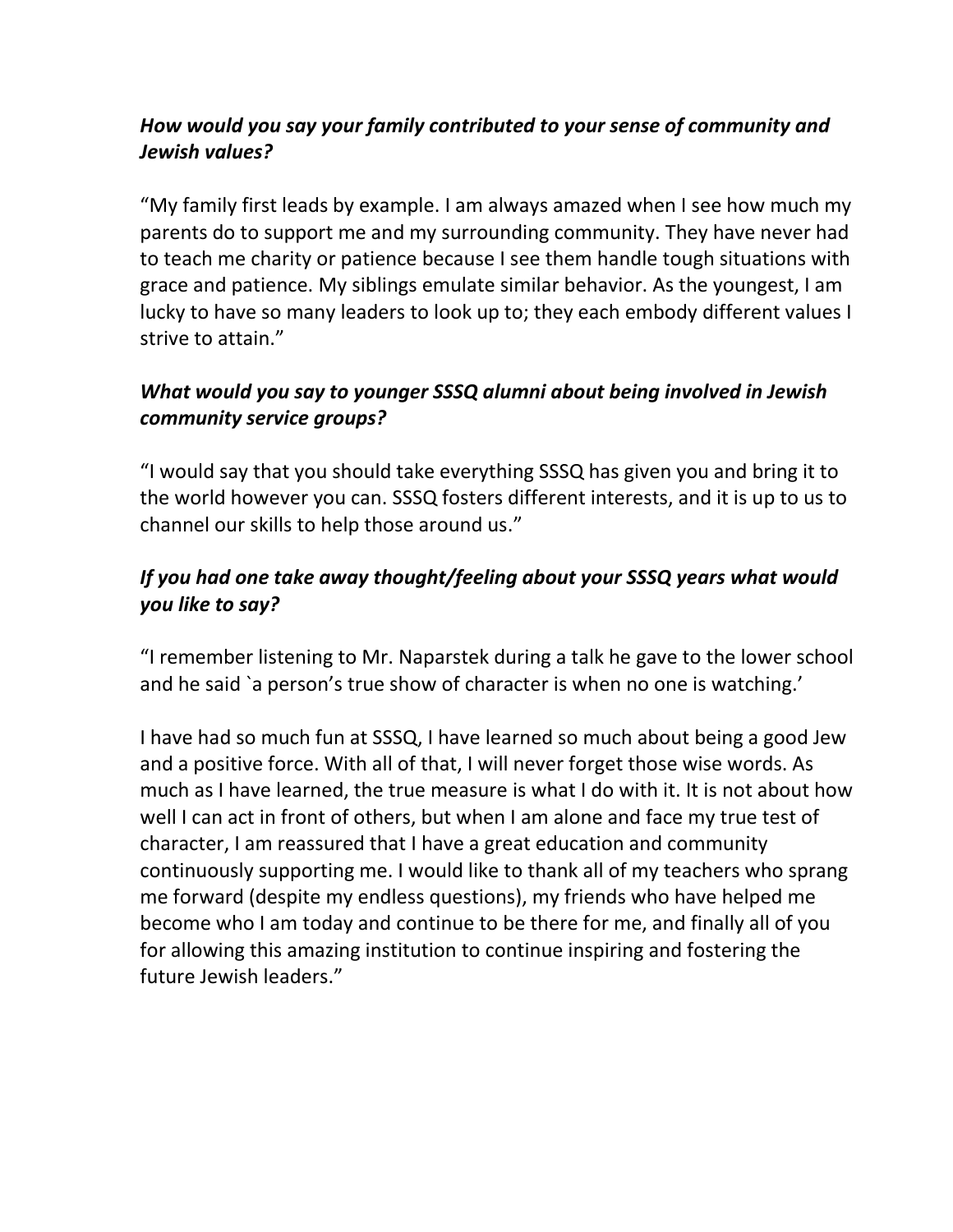***How would you say your family contributed to your sense of community and Jewish values?***

"My family first leads by example. I am always amazed when I see how much my parents do to support me and my surrounding community. They have never had to teach me charity or patience because I see them handle tough situations with grace and patience. My siblings emulate similar behavior. As the youngest, I am lucky to have so many leaders to look up to; they each embody different values I strive to attain."

***What would you say to younger SSSQ alumni about being involved in Jewish community service groups?***

"I would say that you should take everything SSSQ has given you and bring it to the world however you can. SSSQ fosters different interests, and it is up to us to channel our skills to help those around us."

***If you had one take away thought/feeling about your SSSQ years what would you like to say?***

"I remember listening to Mr. Naparstek during a talk he gave to the lower school and he said `a person's true show of character is when no one is watching.'

I have had so much fun at SSSQ, I have learned so much about being a good Jew and a positive force. With all of that, I will never forget those wise words. As much as I have learned, the true measure is what I do with it. It is not about how well I can act in front of others, but when I am alone and face my true test of character, I am reassured that I have a great education and community continuously supporting me. I would like to thank all of my teachers who sprang me forward (despite my endless questions), my friends who have helped me become who I am today and continue to be there for me, and finally all of you for allowing this amazing institution to continue inspiring and fostering the future Jewish leaders."